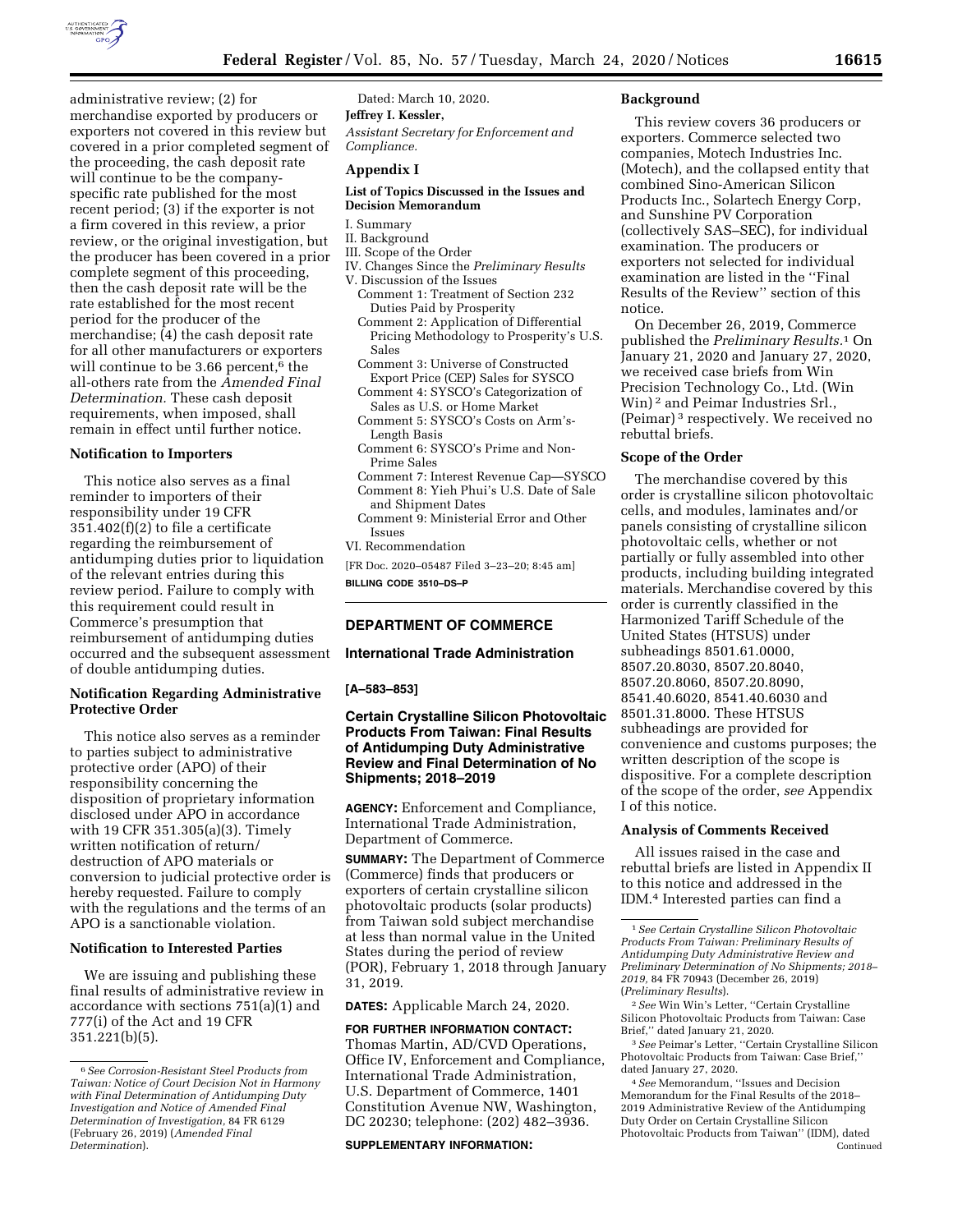administrative review; (2) for merchandise exported by producers or exporters not covered in this review but covered in a prior completed segment of the proceeding, the cash deposit rate will continue to be the company-specific rate published for the most recent period; (3) if the exporter is not a firm covered in this review, a prior review, or the original investigation, but the producer has been covered in a prior complete segment of this proceeding, then the cash deposit rate will be the rate established for the most recent period for the producer of the merchandise; (4) the cash deposit rate for all other manufacturers or exporters will continue to be 3.66 percent,[6] the all-others rate from the *Amended Final Determination.* These cash deposit requirements, when imposed, shall remain in effect until further notice.

**Notification to Importers**

This notice also serves as a final reminder to importers of their responsibility under 19 CFR 351.402(f)(2) to file a certificate regarding the reimbursement of antidumping duties prior to liquidation of the relevant entries during this review period. Failure to comply with this requirement could result in Commerce's presumption that reimbursement of antidumping duties occurred and the subsequent assessment of double antidumping duties.

**Notification Regarding Administrative Protective Order**

This notice also serves as a reminder to parties subject to administrative protective order (APO) of their responsibility concerning the disposition of proprietary information disclosed under APO in accordance with 19 CFR 351.305(a)(3). Timely written notification of return/destruction of APO materials or conversion to judicial protective order is hereby requested. Failure to comply with the regulations and the terms of an APO is a sanctionable violation.

**Notification to Interested Parties**

We are issuing and publishing these final results of administrative review in accordance with sections 751(a)(1) and 777(i) of the Act and 19 CFR 351.221(b)(5).

[6] *See Corrosion-Resistant Steel Products from Taiwan: Notice of Court Decision Not in Harmony with Final Determination of Antidumping Duty Investigation and Notice of Amended Final Determination of Investigation,* 84 FR 6129 (February 26, 2019) (*Amended Final Determination*).

Dated: March 10, 2020.

**Jeffrey I. Kessler,**

*Assistant Secretary for Enforcement and Compliance.*

**Appendix I**

**List of Topics Discussed in the Issues and Decision Memorandum**

I. Summary
II. Background
III. Scope of the Order
IV. Changes Since the *Preliminary Results*
V. Discussion of the Issues
  Comment 1: Treatment of Section 232 Duties Paid by Prosperity
  Comment 2: Application of Differential Pricing Methodology to Prosperity's U.S. Sales
  Comment 3: Universe of Constructed Export Price (CEP) Sales for SYSCO
  Comment 4: SYSCO's Categorization of Sales as U.S. or Home Market
  Comment 5: SYSCO's Costs on Arm's-Length Basis
  Comment 6: SYSCO's Prime and Non-Prime Sales
  Comment 7: Interest Revenue Cap—SYSCO
  Comment 8: Yieh Phui's U.S. Date of Sale and Shipment Dates
  Comment 9: Ministerial Error and Other Issues
VI. Recommendation

[FR Doc. 2020–05487 Filed 3–23–20; 8:45 am]

**BILLING CODE 3510–DS–P**

---

**DEPARTMENT OF COMMERCE**

**International Trade Administration**

**[A–583–853]**

**Certain Crystalline Silicon Photovoltaic Products From Taiwan: Final Results of Antidumping Duty Administrative Review and Final Determination of No Shipments; 2018–2019**

**AGENCY:** Enforcement and Compliance, International Trade Administration, Department of Commerce.

**SUMMARY:** The Department of Commerce (Commerce) finds that producers or exporters of certain crystalline silicon photovoltaic products (solar products) from Taiwan sold subject merchandise at less than normal value in the United States during the period of review (POR), February 1, 2018 through January 31, 2019.

**DATES:** Applicable March 24, 2020.

**FOR FURTHER INFORMATION CONTACT:** Thomas Martin, AD/CVD Operations, Office IV, Enforcement and Compliance, International Trade Administration, U.S. Department of Commerce, 1401 Constitution Avenue NW, Washington, DC 20230; telephone: (202) 482–3936.

**SUPPLEMENTARY INFORMATION:**

**Background**

This review covers 36 producers or exporters. Commerce selected two companies, Motech Industries Inc. (Motech), and the collapsed entity that combined Sino-American Silicon Products Inc., Solartech Energy Corp, and Sunshine PV Corporation (collectively SAS–SEC), for individual examination. The producers or exporters not selected for individual examination are listed in the ''Final Results of the Review'' section of this notice.

On December 26, 2019, Commerce published the *Preliminary Results.*[1] On January 21, 2020 and January 27, 2020, we received case briefs from Win Precision Technology Co., Ltd. (Win Win)[2] and Peimar Industries Srl., (Peimar)[3] respectively. We received no rebuttal briefs.

**Scope of the Order**

The merchandise covered by this order is crystalline silicon photovoltaic cells, and modules, laminates and/or panels consisting of crystalline silicon photovoltaic cells, whether or not partially or fully assembled into other products, including building integrated materials. Merchandise covered by this order is currently classified in the Harmonized Tariff Schedule of the United States (HTSUS) under subheadings 8501.61.0000, 8507.20.8030, 8507.20.8040, 8507.20.8060, 8507.20.8090, 8541.40.6020, 8541.40.6030 and 8501.31.8000. These HTSUS subheadings are provided for convenience and customs purposes; the written description of the scope is dispositive. For a complete description of the scope of the order, *see* Appendix I of this notice.

**Analysis of Comments Received**

All issues raised in the case and rebuttal briefs are listed in Appendix II to this notice and addressed in the IDM.[4] Interested parties can find a

[1] *See Certain Crystalline Silicon Photovoltaic Products From Taiwan: Preliminary Results of Antidumping Duty Administrative Review and Preliminary Determination of No Shipments; 2018–2019,* 84 FR 70943 (December 26, 2019) (*Preliminary Results*).

[2] *See* Win Win's Letter, ''Certain Crystalline Silicon Photovoltaic Products from Taiwan: Case Brief,'' dated January 21, 2020.

[3] *See* Peimar's Letter, ''Certain Crystalline Silicon Photovoltaic Products from Taiwan: Case Brief,'' dated January 27, 2020.

[4] *See* Memorandum, ''Issues and Decision Memorandum for the Final Results of the 2018–2019 Administrative Review of the Antidumping Duty Order on Certain Crystalline Silicon Photovoltaic Products from Taiwan'' (IDM), dated Continued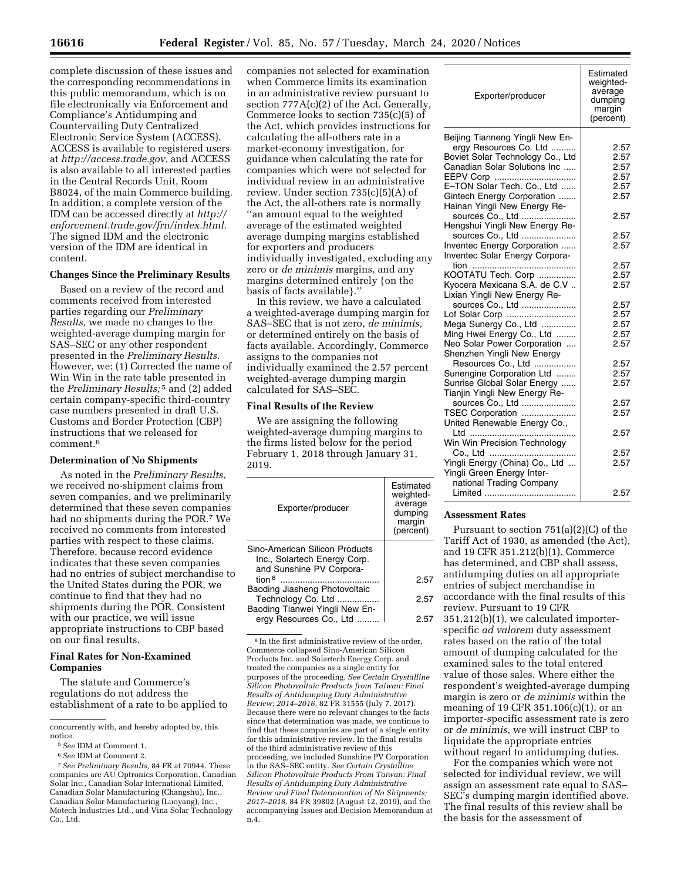complete discussion of these issues and the corresponding recommendations in this public memorandum, which is on file electronically via Enforcement and Compliance's Antidumping and Countervailing Duty Centralized Electronic Service System (ACCESS). ACCESS is available to registered users at *http://access.trade.gov,* and ACCESS is also available to all interested parties in the Central Records Unit, Room B8024, of the main Commerce building. In addition, a complete version of the IDM can be accessed directly at *http://enforcement.trade.gov/frn/index.html.* The signed IDM and the electronic version of the IDM are identical in content.

### Changes Since the Preliminary Results

Based on a review of the record and comments received from interested parties regarding our *Preliminary Results,* we made no changes to the weighted-average dumping margin for SAS–SEC or any other respondent presented in the *Preliminary Results.* However, we: (1) Corrected the name of Win Win in the rate table presented in the *Preliminary Results;* [5] and (2) added certain company-specific third-country case numbers presented in draft U.S. Customs and Border Protection (CBP) instructions that we released for comment.[6]

### Determination of No Shipments

As noted in the *Preliminary Results,* we received no-shipment claims from seven companies, and we preliminarily determined that these seven companies had no shipments during the POR.[7] We received no comments from interested parties with respect to these claims. Therefore, because record evidence indicates that these seven companies had no entries of subject merchandise to the United States during the POR, we continue to find that they had no shipments during the POR. Consistent with our practice, we will issue appropriate instructions to CBP based on our final results.

### Final Rates for Non-Examined Companies

The statute and Commerce's regulations do not address the establishment of a rate to be applied to companies not selected for examination when Commerce limits its examination in an administrative review pursuant to section 777A(c)(2) of the Act. Generally, Commerce looks to section 735(c)(5) of the Act, which provides instructions for calculating the all-others rate in a market-economy investigation, for guidance when calculating the rate for companies which were not selected for individual review in an administrative review. Under section 735(c)(5)(A) of the Act, the all-others rate is normally "an amount equal to the weighted average of the estimated weighted average dumping margins established for exporters and producers individually investigated, excluding any zero or *de minimis* margins, and any margins determined entirely {on the basis of facts available}."

In this review, we have a calculated a weighted-average dumping margin for SAS–SEC that is not zero, *de minimis,* or determined entirely on the basis of facts available. Accordingly, Commerce assigns to the companies not individually examined the 2.57 percent weighted-average dumping margin calculated for SAS–SEC.

### Final Results of the Review

We are assigning the following weighted-average dumping margins to the firms listed below for the period February 1, 2018 through January 31, 2019.

| Exporter/producer | Estimated weighted-average dumping margin (percent) |
|---|---|
| Sino-American Silicon Products Inc., Solartech Energy Corp. and Sunshine PV Corporation [8] | 2.57 |
| Baoding Jiasheng Photovoltaic Technology Co. Ltd | 2.57 |
| Baoding Tianwei Yingli New Energy Resources Co., Ltd | 2.57 |
| Beijing Tianneng Yingli New Energy Resources Co. Ltd | 2.57 |
| Boviet Solar Technology Co., Ltd | 2.57 |
| Canadian Solar Solutions Inc | 2.57 |
| EEPV Corp | 2.57 |
| E–TON Solar Tech. Co., Ltd | 2.57 |
| Gintech Energy Corporation | 2.57 |
| Hainan Yingli New Energy Resources Co., Ltd | 2.57 |
| Hengshui Yingli New Energy Resources Co., Ltd | 2.57 |
| Inventec Energy Corporation | 2.57 |
| Inventec Solar Energy Corporation | 2.57 |
| KOOTATU Tech. Corp | 2.57 |
| Kyocera Mexicana S.A. de C.V | 2.57 |
| Lixian Yingli New Energy Resources Co., Ltd | 2.57 |
| Lof Solar Corp | 2.57 |
| Mega Sunergy Co., Ltd | 2.57 |
| Ming Hwei Energy Co., Ltd | 2.57 |
| Neo Solar Power Corporation | 2.57 |
| Shenzhen Yingli New Energy Resources Co., Ltd | 2.57 |
| Sunengine Corporation Ltd | 2.57 |
| Sunrise Global Solar Energy | 2.57 |
| Tianjin Yingli New Energy Resources Co., Ltd | 2.57 |
| TSEC Corporation | 2.57 |
| United Renewable Energy Co., Ltd | 2.57 |
| Win Win Precision Technology Co., Ltd | 2.57 |
| Yingli Energy (China) Co., Ltd | 2.57 |
| Yingli Green Energy International Trading Company Limited | 2.57 |

### Assessment Rates

Pursuant to section 751(a)(2)(C) of the Tariff Act of 1930, as amended (the Act), and 19 CFR 351.212(b)(1), Commerce has determined, and CBP shall assess, antidumping duties on all appropriate entries of subject merchandise in accordance with the final results of this review. Pursuant to 19 CFR 351.212(b)(1), we calculated importer-specific *ad valorem* duty assessment rates based on the ratio of the total amount of dumping calculated for the examined sales to the total entered value of those sales. Where either the respondent's weighted-average dumping margin is zero or *de minimis* within the meaning of 19 CFR 351.106(c)(1), or an importer-specific assessment rate is zero or *de minimis,* we will instruct CBP to liquidate the appropriate entries without regard to antidumping duties.

For the companies which were not selected for individual review, we will assign an assessment rate equal to SAS–SEC's dumping margin identified above. The final results of this review shall be the basis for the assessment of

---

concurrently with, and hereby adopted by, this notice.

[5] *See* IDM at Comment 1.

[6] *See* IDM at Comment 2.

[7] *See Preliminary Results,* 84 FR at 70944. These companies are AU Optronics Corporation, Canadian Solar Inc., Canadian Solar International Limited, Canadian Solar Manufacturing (Changshu), Inc., Canadian Solar Manufacturing (Luoyang), Inc., Motech Industries Ltd., and Vina Solar Technology Co., Ltd.

[8] In the first administrative review of the order, Commerce collapsed Sino-American Silicon Products Inc. and Solartech Energy Corp. and treated the companies as a single entity for purposes of the proceeding. *See Certain Crystalline Silicon Photovoltaic Products from Taiwan: Final Results of Antidumping Duty Administrative Review; 2014–2016,* 82 FR 31555 (July 7, 2017). Because there were no relevant changes to the facts since that determination was made, we continue to find that these companies are part of a single entity for this administrative review. In the final results of the third administrative review of this proceeding, we included Sunshine PV Corporation in the SAS–SEC entity. *See Certain Crystalline Silicon Photovoltaic Products From Taiwan: Final Results of Antidumping Duty Administrative Review and Final Determination of No Shipments; 2017–2018,* 84 FR 39802 (August 12, 2019), and the accompanying Issues and Decision Memorandum at n.4.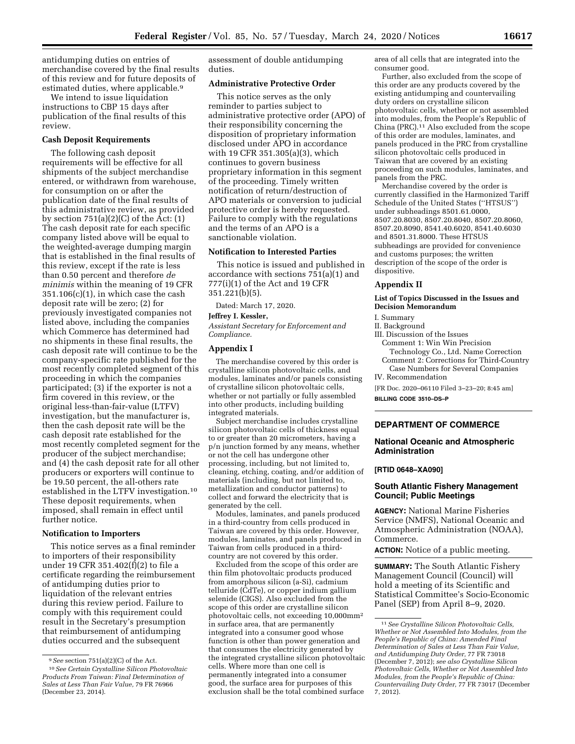antidumping duties on entries of merchandise covered by the final results of this review and for future deposits of estimated duties, where applicable.[9]

We intend to issue liquidation instructions to CBP 15 days after publication of the final results of this review.

**Cash Deposit Requirements**

The following cash deposit requirements will be effective for all shipments of the subject merchandise entered, or withdrawn from warehouse, for consumption on or after the publication date of the final results of this administrative review, as provided by section 751(a)(2)(C) of the Act: (1) The cash deposit rate for each specific company listed above will be equal to the weighted-average dumping margin that is established in the final results of this review, except if the rate is less than 0.50 percent and therefore *de minimis* within the meaning of 19 CFR 351.106(c)(1), in which case the cash deposit rate will be zero; (2) for previously investigated companies not listed above, including the companies which Commerce has determined had no shipments in these final results, the cash deposit rate will continue to be the company-specific rate published for the most recently completed segment of this proceeding in which the companies participated; (3) if the exporter is not a firm covered in this review, or the original less-than-fair-value (LTFV) investigation, but the manufacturer is, then the cash deposit rate will be the cash deposit rate established for the most recently completed segment for the producer of the subject merchandise; and (4) the cash deposit rate for all other producers or exporters will continue to be 19.50 percent, the all-others rate established in the LTFV investigation.[10] These deposit requirements, when imposed, shall remain in effect until further notice.

**Notification to Importers**

This notice serves as a final reminder to importers of their responsibility under 19 CFR 351.402(f)(2) to file a certificate regarding the reimbursement of antidumping duties prior to liquidation of the relevant entries during this review period. Failure to comply with this requirement could result in the Secretary's presumption that reimbursement of antidumping duties occurred and the subsequent assessment of double antidumping duties.

**Administrative Protective Order**

This notice serves as the only reminder to parties subject to administrative protective order (APO) of their responsibility concerning the disposition of proprietary information disclosed under APO in accordance with 19 CFR 351.305(a)(3), which continues to govern business proprietary information in this segment of the proceeding. Timely written notification of return/destruction of APO materials or conversion to judicial protective order is hereby requested. Failure to comply with the regulations and the terms of an APO is a sanctionable violation.

**Notification to Interested Parties**

This notice is issued and published in accordance with sections 751(a)(1) and 777(i)(1) of the Act and 19 CFR 351.221(b)(5).

Dated: March 17, 2020.

**Jeffrey I. Kessler,**

*Assistant Secretary for Enforcement and Compliance.*

**Appendix I**

The merchandise covered by this order is crystalline silicon photovoltaic cells, and modules, laminates and/or panels consisting of crystalline silicon photovoltaic cells, whether or not partially or fully assembled into other products, including building integrated materials.

Subject merchandise includes crystalline silicon photovoltaic cells of thickness equal to or greater than 20 micrometers, having a p/n junction formed by any means, whether or not the cell has undergone other processing, including, but not limited to, cleaning, etching, coating, and/or addition of materials (including, but not limited to, metallization and conductor patterns) to collect and forward the electricity that is generated by the cell.

Modules, laminates, and panels produced in a third-country from cells produced in Taiwan are covered by this order. However, modules, laminates, and panels produced in Taiwan from cells produced in a third-country are not covered by this order.

Excluded from the scope of this order are thin film photovoltaic products produced from amorphous silicon (a-Si), cadmium telluride (CdTe), or copper indium gallium selenide (CIGS). Also excluded from the scope of this order are crystalline silicon photovoltaic cells, not exceeding 10,000mm² in surface area, that are permanently integrated into a consumer good whose function is other than power generation and that consumes the electricity generated by the integrated crystalline silicon photovoltaic cells. Where more than one cell is permanently integrated into a consumer good, the surface area for purposes of this exclusion shall be the total combined surface area of all cells that are integrated into the consumer good.

Further, also excluded from the scope of this order are any products covered by the existing antidumping and countervailing duty orders on crystalline silicon photovoltaic cells, whether or not assembled into modules, from the People's Republic of China (PRC).[11] Also excluded from the scope of this order are modules, laminates, and panels produced in the PRC from crystalline silicon photovoltaic cells produced in Taiwan that are covered by an existing proceeding on such modules, laminates, and panels from the PRC.

Merchandise covered by the order is currently classified in the Harmonized Tariff Schedule of the United States (''HTSUS'') under subheadings 8501.61.0000, 8507.20.8030, 8507.20.8040, 8507.20.8060, 8507.20.8090, 8541.40.6020, 8541.40.6030 and 8501.31.8000. These HTSUS subheadings are provided for convenience and customs purposes; the written description of the scope of the order is dispositive.

**Appendix II**

**List of Topics Discussed in the Issues and Decision Memorandum**

I. Summary
II. Background
III. Discussion of the Issues
  Comment 1: Win Win Precision Technology Co., Ltd. Name Correction
  Comment 2: Corrections for Third-Country Case Numbers for Several Companies
IV. Recommendation

[FR Doc. 2020–06110 Filed 3–23–20; 8:45 am]

**BILLING CODE 3510–DS–P**

---

[9] *See* section 751(a)(2)(C) of the Act.

[10] *See Certain Crystalline Silicon Photovoltaic Products From Taiwan: Final Determination of Sales at Less Than Fair Value,* 79 FR 76966 (December 23, 2014).

[11] *See Crystalline Silicon Photovoltaic Cells, Whether or Not Assembled Into Modules, from the People's Republic of China: Amended Final Determination of Sales at Less Than Fair Value, and Antidumping Duty Order,* 77 FR 73018 (December 7, 2012); *see also Crystalline Silicon Photovoltaic Cells, Whether or Not Assembled Into Modules, from the People's Republic of China: Countervailing Duty Order,* 77 FR 73017 (December 7, 2012).

---

## DEPARTMENT OF COMMERCE

### National Oceanic and Atmospheric Administration

**[RTID 0648–XA090]**

### South Atlantic Fishery Management Council; Public Meetings

**AGENCY:** National Marine Fisheries Service (NMFS), National Oceanic and Atmospheric Administration (NOAA), Commerce.

**ACTION:** Notice of a public meeting.

**SUMMARY:** The South Atlantic Fishery Management Council (Council) will hold a meeting of its Scientific and Statistical Committee's Socio-Economic Panel (SEP) from April 8–9, 2020.